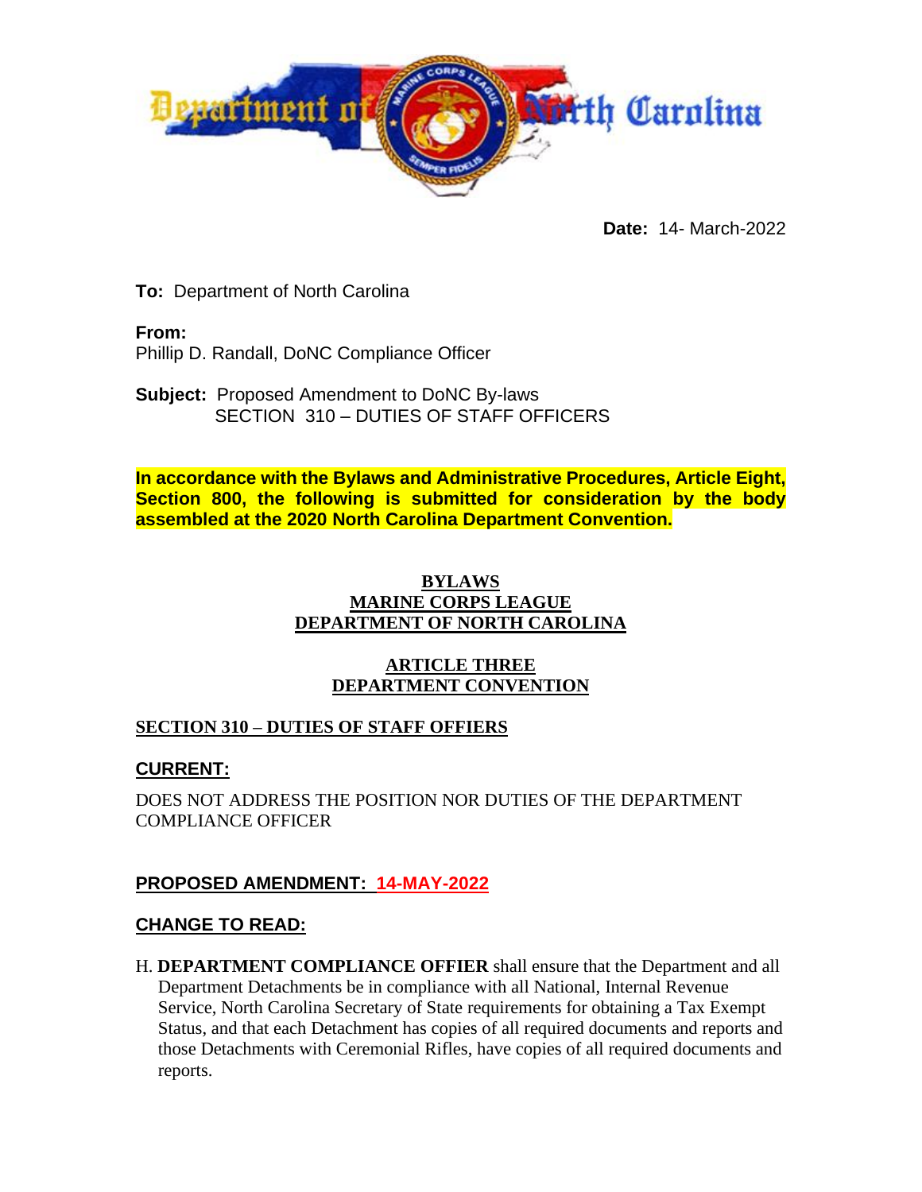Department of North Carolina

**Date:** 14- March-2022

**To:** Department of North Carolina

**From:**
Phillip D. Randall, DoNC Compliance Officer

**Subject:** Proposed Amendment to DoNC By-laws
SECTION 310 – DUTIES OF STAFF OFFICERS

**In accordance with the Bylaws and Administrative Procedures, Article Eight, Section 800, the following is submitted for consideration by the body assembled at the 2020 North Carolina Department Convention.**

# BYLAWS
# MARINE CORPS LEAGUE
# DEPARTMENT OF NORTH CAROLINA

## ARTICLE THREE
## DEPARTMENT CONVENTION

### SECTION 310 – DUTIES OF STAFF OFFIERS

**CURRENT:**

DOES NOT ADDRESS THE POSITION NOR DUTIES OF THE DEPARTMENT COMPLIANCE OFFICER

**PROPOSED AMENDMENT: 14-MAY-2022**

**CHANGE TO READ:**

H. **DEPARTMENT COMPLIANCE OFFIER** shall ensure that the Department and all Department Detachments be in compliance with all National, Internal Revenue Service, North Carolina Secretary of State requirements for obtaining a Tax Exempt Status, and that each Detachment has copies of all required documents and reports and those Detachments with Ceremonial Rifles, have copies of all required documents and reports.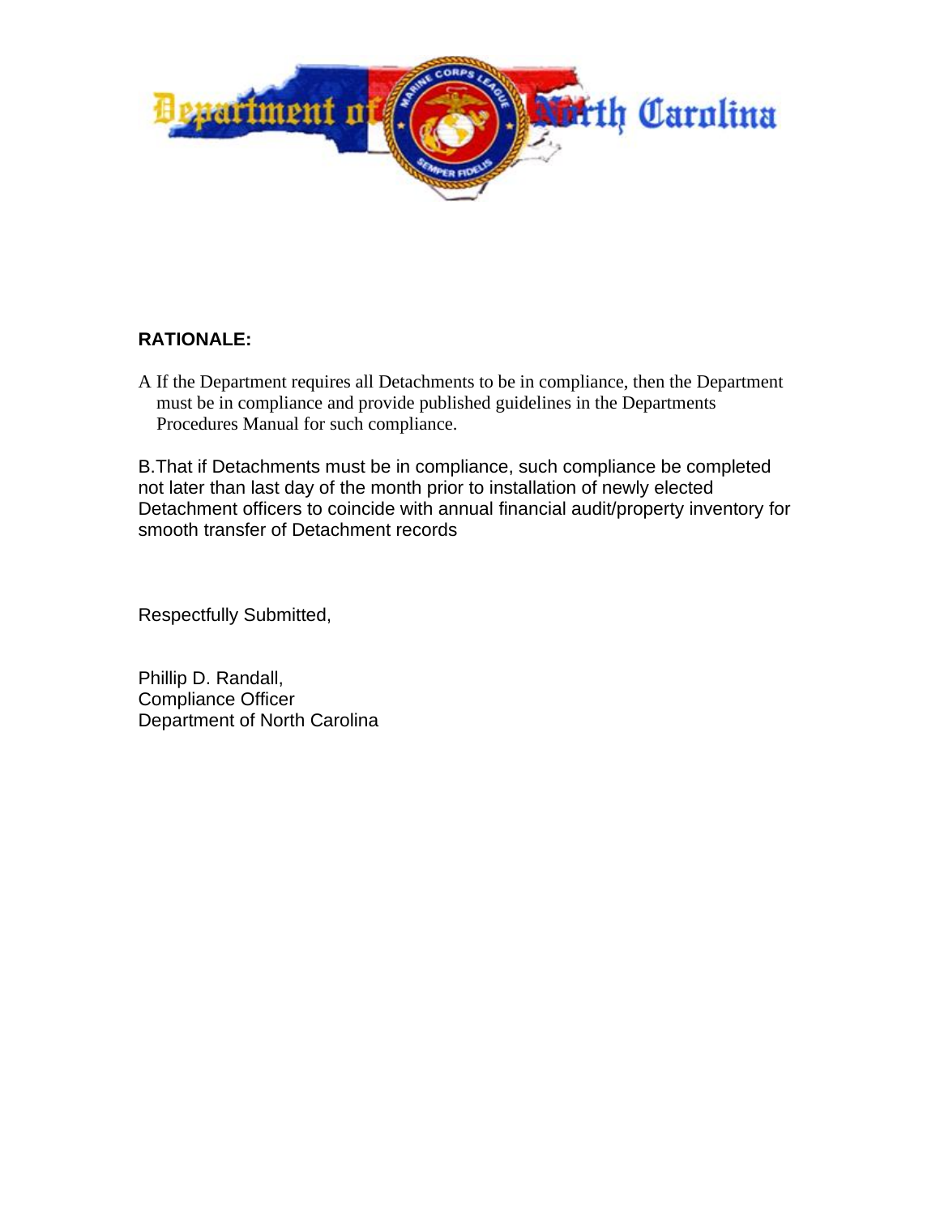**RATIONALE:**

A If the Department requires all Detachments to be in compliance, then the Department must be in compliance and provide published guidelines in the Departments Procedures Manual for such compliance.

B.That if Detachments must be in compliance, such compliance be completed not later than last day of the month prior to installation of newly elected Detachment officers to coincide with annual financial audit/property inventory for smooth transfer of Detachment records

Respectfully Submitted,

Phillip D. Randall,
Compliance Officer
Department of North Carolina